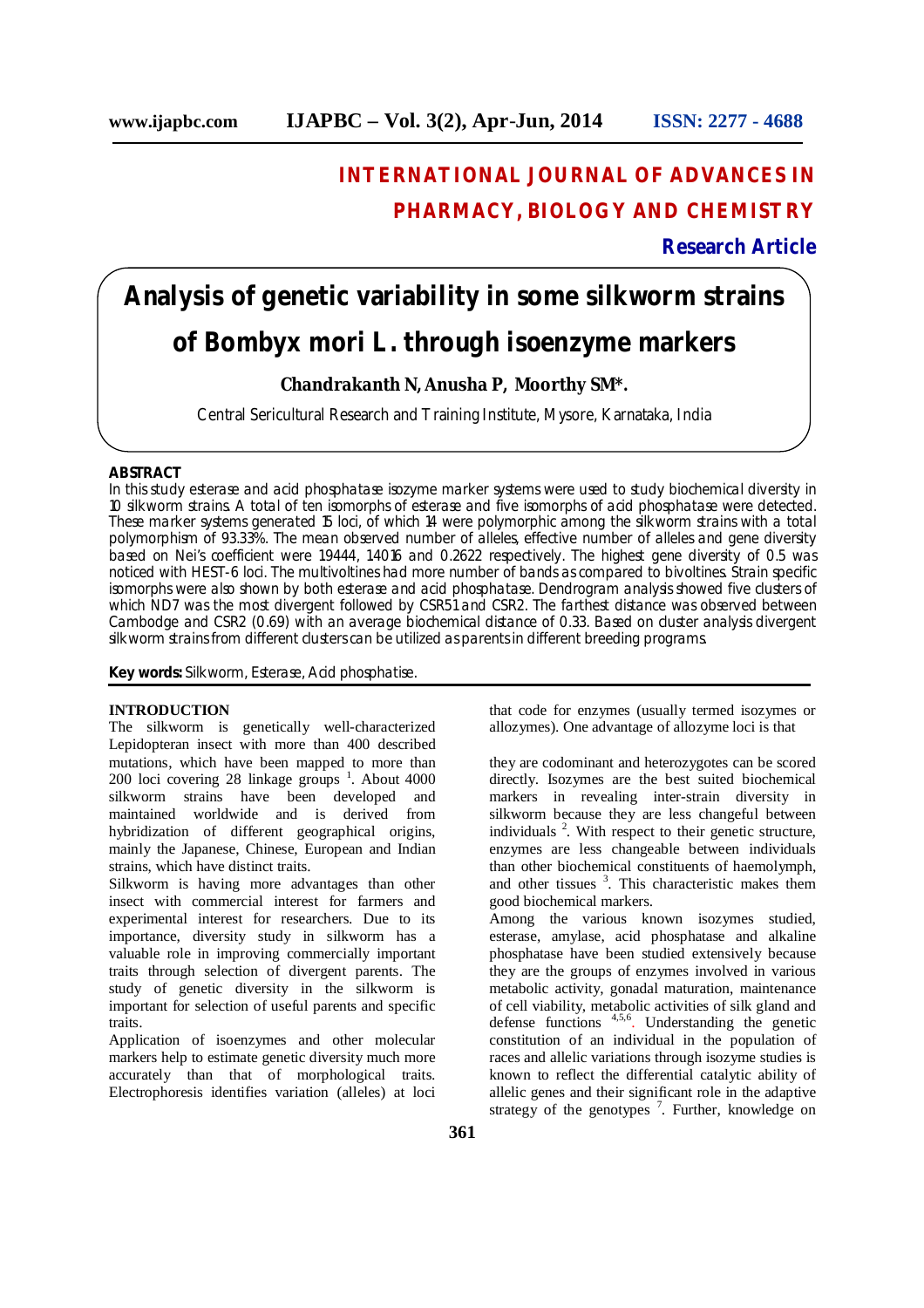# INTERNATIONAL JOURNAL OF ADVANCES IN PHARMACY, BIOLOGY AND CHEMISTRY

**Research Article**

# Analysis of genetic variability in some silkworm strains of Bombyx mori L. through isoenzyme markers

**Chandrakanth N, Anusha P, Moorthy SM\*.**

Central Sericultural Research and Training Institute, Mysore, Karnataka, India

## ABSTRACT

In this study esterase and acid phosphatase isozyme marker systems were used to study biochemical diversity in 10 silkworm strains. A total of ten isomorphs of esterase and five isomorphs of acid phosphatase were detected. These marker systems generated 15 loci, of which 14 were polymorphic among the silkworm strains with a total polymorphism of 93.33%. The mean observed number of alleles, effective number of alleles and gene diversity based on Nei's coefficient were 19444, 14016 and 0.2622 respectively. The highest gene diversity of 0.5 was noticed with HEST-6 loci. The multivoltines had more number of bands as compared to bivoltines. Strain specific isomorphs were also shown by both esterase and acid phosphatase. Dendrogram analysis showed five clusters of which ND7 was the most divergent followed by CSR51 and CSR2. The farthest distance was observed between Cambodge and CSR2 (0.69) with an average biochemical distance of 0.33. Based on cluster analysis divergent silkworm strains from different clusters can be utilized as parents in different breeding programs.

**Key words:** Silkworm, Esterase, Acid phosphatise.

## INTRODUCTION

The silkworm is genetically well-characterized Lepidopteran insect with more than 400 described mutations, which have been mapped to more than 200 loci covering 28 linkage groups [1]. About 4000 silkworm strains have been developed and maintained worldwide and is derived from hybridization of different geographical origins, mainly the Japanese, Chinese, European and Indian strains, which have distinct traits.

Silkworm is having more advantages than other insect with commercial interest for farmers and experimental interest for researchers. Due to its importance, diversity study in silkworm has a valuable role in improving commercially important traits through selection of divergent parents. The study of genetic diversity in the silkworm is important for selection of useful parents and specific traits.

Application of isoenzymes and other molecular markers help to estimate genetic diversity much more accurately than that of morphological traits. Electrophoresis identifies variation (alleles) at loci that code for enzymes (usually termed isozymes or allozymes). One advantage of allozyme loci is that they are codominant and heterozygotes can be scored directly. Isozymes are the best suited biochemical markers in revealing inter-strain diversity in silkworm because they are less changeful between individuals [2]. With respect to their genetic structure, enzymes are less changeable between individuals than other biochemical constituents of haemolymph, and other tissues [3]. This characteristic makes them good biochemical markers.

Among the various known isozymes studied, esterase, amylase, acid phosphatase and alkaline phosphatase have been studied extensively because they are the groups of enzymes involved in various metabolic activity, gonadal maturation, maintenance of cell viability, metabolic activities of silk gland and defense functions [4,5,6]. Understanding the genetic constitution of an individual in the population of races and allelic variations through isozyme studies is known to reflect the differential catalytic ability of allelic genes and their significant role in the adaptive strategy of the genotypes [7]. Further, knowledge on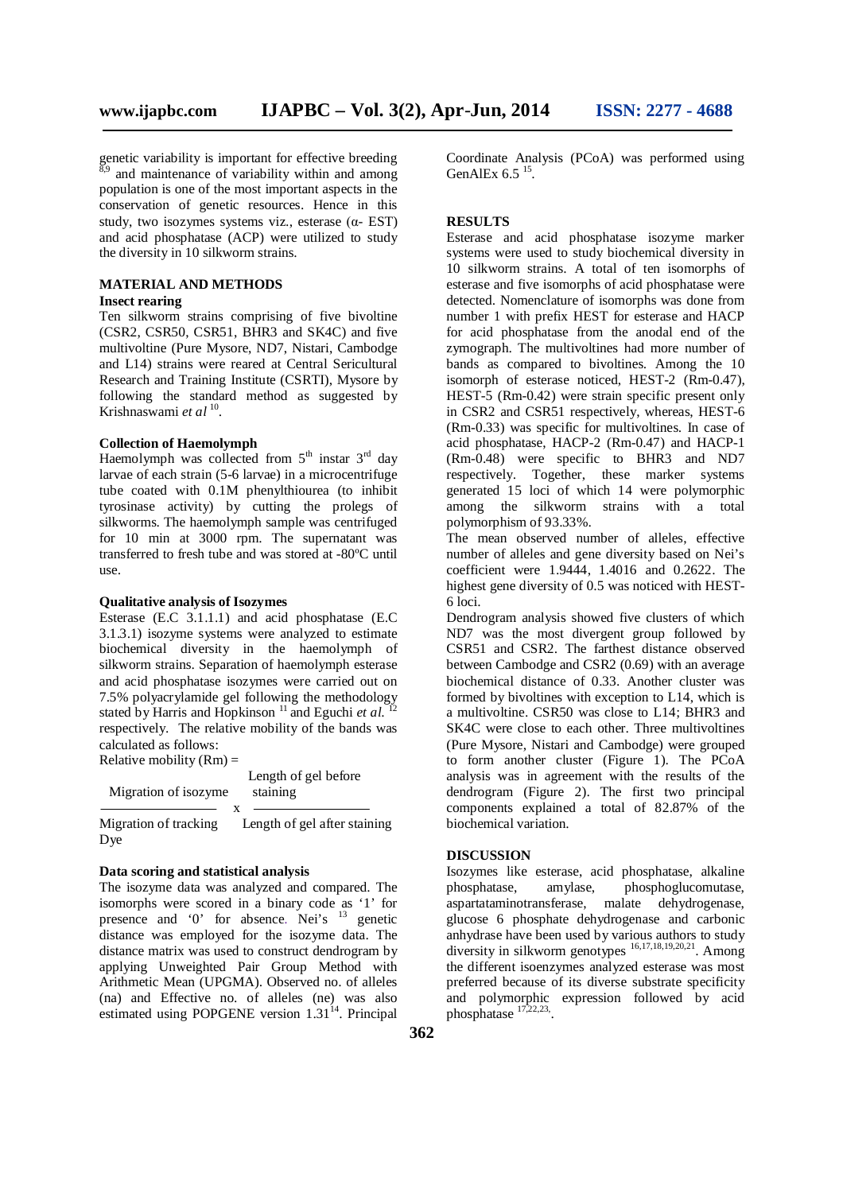genetic variability is important for effective breeding [8,9] and maintenance of variability within and among population is one of the most important aspects in the conservation of genetic resources. Hence in this study, two isozymes systems viz., esterase (α- EST) and acid phosphatase (ACP) were utilized to study the diversity in 10 silkworm strains.

## MATERIAL AND METHODS

### Insect rearing

Ten silkworm strains comprising of five bivoltine (CSR2, CSR50, CSR51, BHR3 and SK4C) and five multivoltine (Pure Mysore, ND7, Nistari, Cambodge and L14) strains were reared at Central Sericultural Research and Training Institute (CSRTI), Mysore by following the standard method as suggested by Krishnaswami *et al* [10].

### Collection of Haemolymph

Haemolymph was collected from 5$^{th}$ instar 3$^{rd}$ day larvae of each strain (5-6 larvae) in a microcentrifuge tube coated with 0.1M phenylthiourea (to inhibit tyrosinase activity) by cutting the prolegs of silkworms. The haemolymph sample was centrifuged for 10 min at 3000 rpm. The supernatant was transferred to fresh tube and was stored at -80ºC until use.

### Qualitative analysis of Isozymes

Esterase (E.C 3.1.1.1) and acid phosphatase (E.C 3.1.3.1) isozyme systems were analyzed to estimate biochemical diversity in the haemolymph of silkworm strains. Separation of haemolymph esterase and acid phosphatase isozymes were carried out on 7.5% polyacrylamide gel following the methodology stated by Harris and Hopkinson [11] and Eguchi *et al.* [12] respectively. The relative mobility of the bands was calculated as follows:

$$\text{Relative mobility (Rm)} = \frac{\text{Migration of isozyme}}{\text{Migration of tracking Dye}} \times \frac{\text{Length of gel before staining}}{\text{Length of gel after staining}}$$

### Data scoring and statistical analysis

The isozyme data was analyzed and compared. The isomorphs were scored in a binary code as '1' for presence and '0' for absence. Nei's [13] genetic distance was employed for the isozyme data. The distance matrix was used to construct dendrogram by applying Unweighted Pair Group Method with Arithmetic Mean (UPGMA). Observed no. of alleles (na) and Effective no. of alleles (ne) was also estimated using POPGENE version 1.31 [14]. Principal Coordinate Analysis (PCoA) was performed using GenAlEx 6.5 [15].

## RESULTS

Esterase and acid phosphatase isozyme marker systems were used to study biochemical diversity in 10 silkworm strains. A total of ten isomorphs of esterase and five isomorphs of acid phosphatase were detected. Nomenclature of isomorphs was done from number 1 with prefix HEST for esterase and HACP for acid phosphatase from the anodal end of the zymograph. The multivoltines had more number of bands as compared to bivoltines. Among the 10 isomorph of esterase noticed, HEST-2 (Rm-0.47), HEST-5 (Rm-0.42) were strain specific present only in CSR2 and CSR51 respectively, whereas, HEST-6 (Rm-0.33) was specific for multivoltines. In case of acid phosphatase, HACP-2 (Rm-0.47) and HACP-1 (Rm-0.48) were specific to BHR3 and ND7 respectively. Together, these marker systems generated 15 loci of which 14 were polymorphic among the silkworm strains with a total polymorphism of 93.33%.

The mean observed number of alleles, effective number of alleles and gene diversity based on Nei's coefficient were 1.9444, 1.4016 and 0.2622. The highest gene diversity of 0.5 was noticed with HEST-6 loci.

Dendrogram analysis showed five clusters of which ND7 was the most divergent group followed by CSR51 and CSR2. The farthest distance observed between Cambodge and CSR2 (0.69) with an average biochemical distance of 0.33. Another cluster was formed by bivoltines with exception to L14, which is a multivoltine. CSR50 was close to L14; BHR3 and SK4C were close to each other. Three multivoltines (Pure Mysore, Nistari and Cambodge) were grouped to form another cluster (Figure 1). The PCoA analysis was in agreement with the results of the dendrogram (Figure 2). The first two principal components explained a total of 82.87% of the biochemical variation.

## DISCUSSION

Isozymes like esterase, acid phosphatase, alkaline phosphatase, amylase, phosphoglucomutase, aspartataminotransferase, malate dehydrogenase, glucose 6 phosphate dehydrogenase and carbonic anhydrase have been used by various authors to study diversity in silkworm genotypes [16,17,18,19,20,21]. Among the different isoenzymes analyzed esterase was most preferred because of its diverse substrate specificity and polymorphic expression followed by acid phosphatase [17,22,23].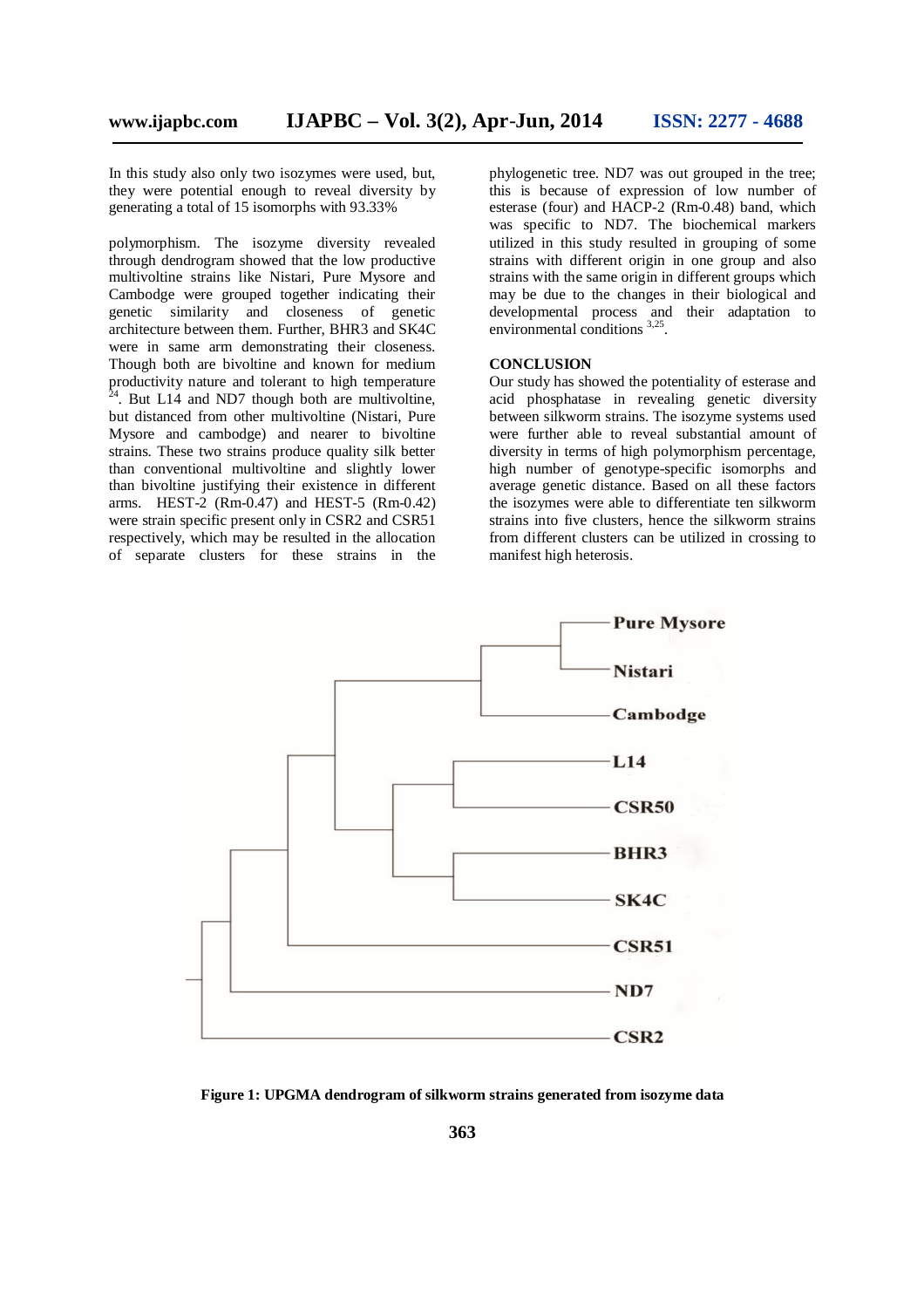In this study also only two isozymes were used, but, they were potential enough to reveal diversity by generating a total of 15 isomorphs with 93.33%

polymorphism. The isozyme diversity revealed through dendrogram showed that the low productive multivoltine strains like Nistari, Pure Mysore and Cambodge were grouped together indicating their genetic similarity and closeness of genetic architecture between them. Further, BHR3 and SK4C were in same arm demonstrating their closeness. Though both are bivoltine and known for medium productivity nature and tolerant to high temperature [24]. But L14 and ND7 though both are multivoltine, but distanced from other multivoltine (Nistari, Pure Mysore and cambodge) and nearer to bivoltine strains. These two strains produce quality silk better than conventional multivoltine and slightly lower than bivoltine justifying their existence in different arms. HEST-2 (Rm-0.47) and HEST-5 (Rm-0.42) were strain specific present only in CSR2 and CSR51 respectively, which may be resulted in the allocation of separate clusters for these strains in the phylogenetic tree. ND7 was out grouped in the tree; this is because of expression of low number of esterase (four) and HACP-2 (Rm-0.48) band, which was specific to ND7. The biochemical markers utilized in this study resulted in grouping of some strains with different origin in one group and also strains with the same origin in different groups which may be due to the changes in their biological and developmental process and their adaptation to environmental conditions [3,25].

## CONCLUSION

Our study has showed the potentiality of esterase and acid phosphatase in revealing genetic diversity between silkworm strains. The isozyme systems used were further able to reveal substantial amount of diversity in terms of high polymorphism percentage, high number of genotype-specific isomorphs and average genetic distance. Based on all these factors the isozymes were able to differentiate ten silkworm strains into five clusters, hence the silkworm strains from different clusters can be utilized in crossing to manifest high heterosis.

**Figure 1: UPGMA dendrogram of silkworm strains generated from isozyme data**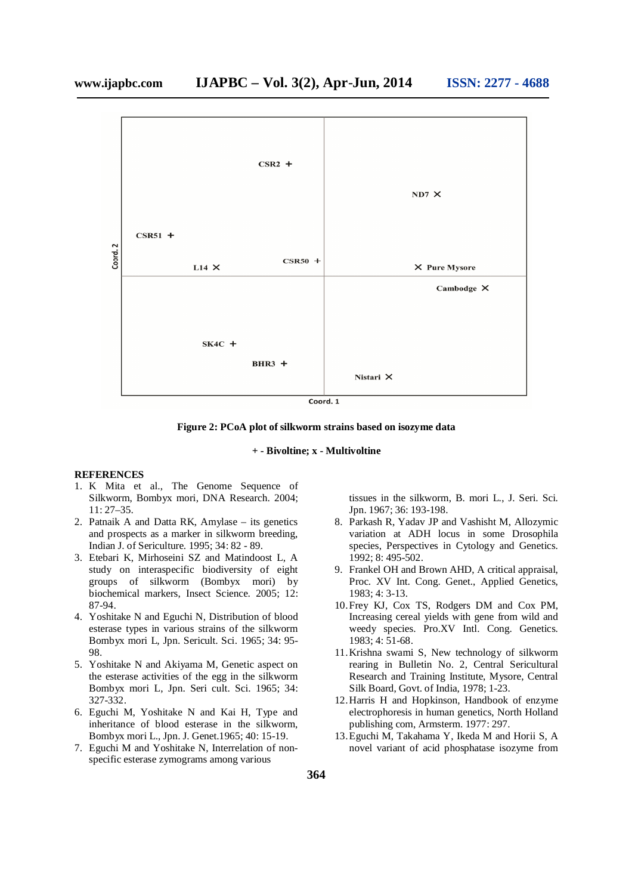Figure 2: PCoA plot of silkworm strains based on isozyme data

+ - Bivoltine; x - Multivoltine

## REFERENCES

1. K Mita et al., The Genome Sequence of Silkworm, Bombyx mori, DNA Research. 2004; 11: 27–35.
2. Patnaik A and Datta RK, Amylase – its genetics and prospects as a marker in silkworm breeding, Indian J. of Sericulture. 1995; 34: 82 - 89.
3. Etebari K, Mirhoseini SZ and Matindoost L, A study on interaspecific biodiversity of eight groups of silkworm (Bombyx mori) by biochemical markers, Insect Science. 2005; 12: 87-94.
4. Yoshitake N and Eguchi N, Distribution of blood esterase types in various strains of the silkworm Bombyx mori L, Jpn. Sericult. Sci. 1965; 34: 95-98.
5. Yoshitake N and Akiyama M, Genetic aspect on the esterase activities of the egg in the silkworm Bombyx mori L, Jpn. Seri cult. Sci. 1965; 34: 327-332.
6. Eguchi M, Yoshitake N and Kai H, Type and inheritance of blood esterase in the silkworm, Bombyx mori L., Jpn. J. Genet.1965; 40: 15-19.
7. Eguchi M and Yoshitake N, Interrelation of non-specific esterase zymograms among various tissues in the silkworm, B. mori L., J. Seri. Sci. Jpn. 1967; 36: 193-198.
8. Parkash R, Yadav JP and Vashisht M, Allozymic variation at ADH locus in some Drosophila species, Perspectives in Cytology and Genetics. 1992; 8: 495-502.
9. Frankel OH and Brown AHD, A critical appraisal, Proc. XV Int. Cong. Genet., Applied Genetics, 1983; 4: 3-13.
10. Frey KJ, Cox TS, Rodgers DM and Cox PM, Increasing cereal yields with gene from wild and weedy species. Pro.XV Intl. Cong. Genetics. 1983; 4: 51-68.
11. Krishna swami S, New technology of silkworm rearing in Bulletin No. 2, Central Sericultural Research and Training Institute, Mysore, Central Silk Board, Govt. of India, 1978; 1-23.
12. Harris H and Hopkinson, Handbook of enzyme electrophoresis in human genetics, North Holland publishing com, Armsterm. 1977: 297.
13. Eguchi M, Takahama Y, Ikeda M and Horii S, A novel variant of acid phosphatase isozyme from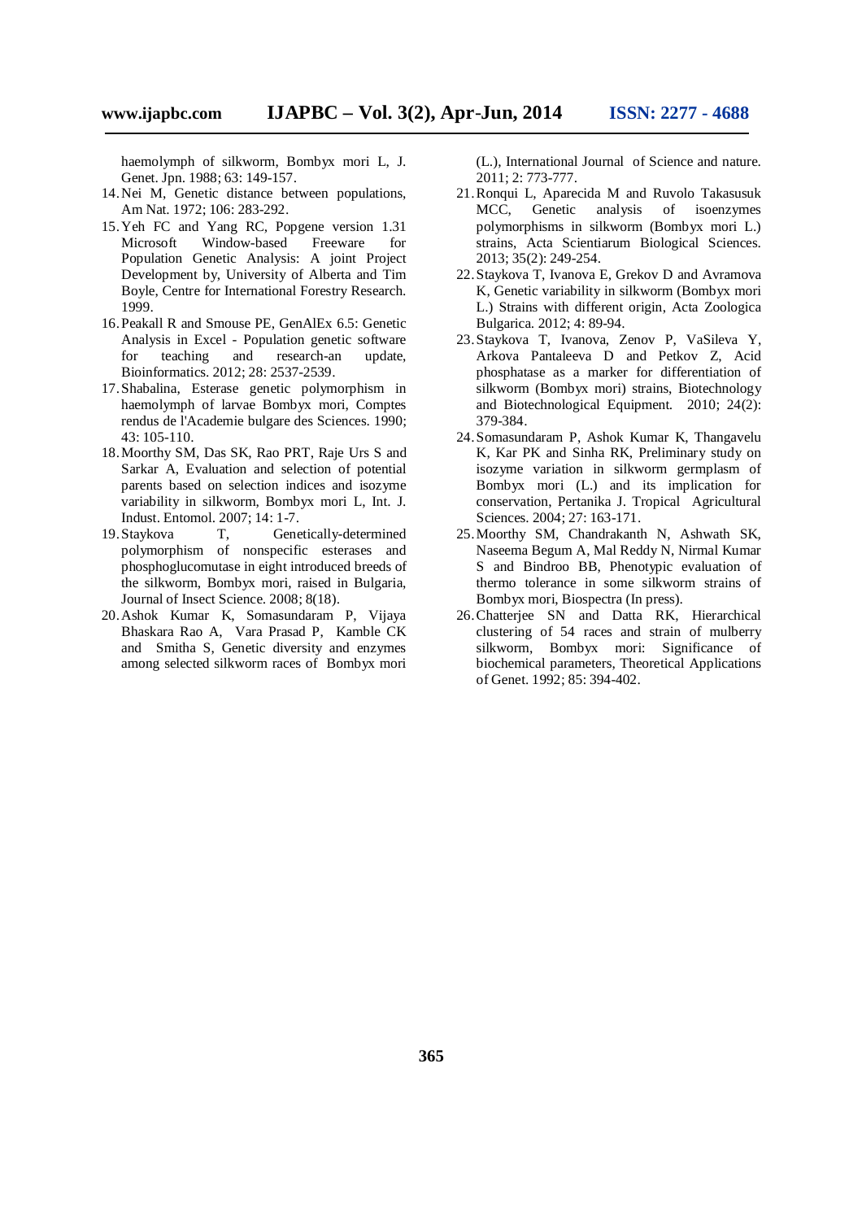haemolymph of silkworm, Bombyx mori L, J. Genet. Jpn. 1988; 63: 149-157.

14. Nei M, Genetic distance between populations, Am Nat. 1972; 106: 283-292.
15. Yeh FC and Yang RC, Popgene version 1.31 Microsoft Window-based Freeware for Population Genetic Analysis: A joint Project Development by, University of Alberta and Tim Boyle, Centre for International Forestry Research. 1999.
16. Peakall R and Smouse PE, GenAlEx 6.5: Genetic Analysis in Excel - Population genetic software for teaching and research-an update, Bioinformatics. 2012; 28: 2537-2539.
17. Shabalina, Esterase genetic polymorphism in haemolymph of larvae Bombyx mori, Comptes rendus de l'Academie bulgare des Sciences. 1990; 43: 105-110.
18. Moorthy SM, Das SK, Rao PRT, Raje Urs S and Sarkar A, Evaluation and selection of potential parents based on selection indices and isozyme variability in silkworm, Bombyx mori L, Int. J. Indust. Entomol. 2007; 14: 1-7.
19. Staykova T, Genetically-determined polymorphism of nonspecific esterases and phosphoglucomutase in eight introduced breeds of the silkworm, Bombyx mori, raised in Bulgaria, Journal of Insect Science. 2008; 8(18).
20. Ashok Kumar K, Somasundaram P, Vijaya Bhaskara Rao A, Vara Prasad P, Kamble CK and Smitha S, Genetic diversity and enzymes among selected silkworm races of Bombyx mori (L.), International Journal of Science and nature. 2011; 2: 773-777.
21. Ronqui L, Aparecida M and Ruvolo Takasusuk MCC, Genetic analysis of isoenzymes polymorphisms in silkworm (Bombyx mori L.) strains, Acta Scientiarum Biological Sciences. 2013; 35(2): 249-254.
22. Staykova T, Ivanova E, Grekov D and Avramova K, Genetic variability in silkworm (Bombyx mori L.) Strains with different origin, Acta Zoologica Bulgarica. 2012; 4: 89-94.
23. Staykova T, Ivanova, Zenov P, VaSileva Y, Arkova Pantaleeva D and Petkov Z, Acid phosphatase as a marker for differentiation of silkworm (Bombyx mori) strains, Biotechnology and Biotechnological Equipment. 2010; 24(2): 379-384.
24. Somasundaram P, Ashok Kumar K, Thangavelu K, Kar PK and Sinha RK, Preliminary study on isozyme variation in silkworm germplasm of Bombyx mori (L.) and its implication for conservation, Pertanika J. Tropical Agricultural Sciences. 2004; 27: 163-171.
25. Moorthy SM, Chandrakanth N, Ashwath SK, Naseema Begum A, Mal Reddy N, Nirmal Kumar S and Bindroo BB, Phenotypic evaluation of thermo tolerance in some silkworm strains of Bombyx mori, Biospectra (In press).
26. Chatterjee SN and Datta RK, Hierarchical clustering of 54 races and strain of mulberry silkworm, Bombyx mori: Significance of biochemical parameters, Theoretical Applications of Genet. 1992; 85: 394-402.